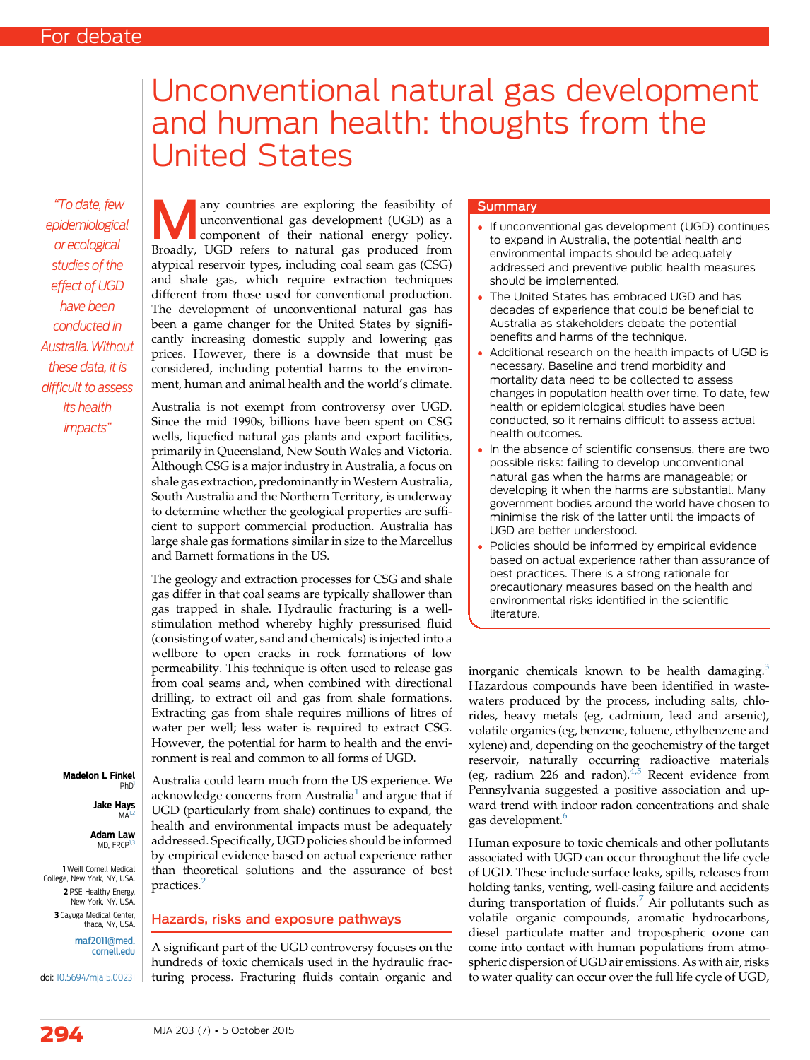For debate

# Unconventional natural gas development and human health: thoughts from the United States

> "To date, few epidemiological or ecological studies of the effect of UGD have been conducted in Australia. Without these data, it is difficult to assess its health impacts"

**Madelon L Finkel** PhD[1]

**Jake Hays** MA[1,2]

**Adam Law** MD, FRCP[1,3]

1 Weill Cornell Medical College, New York, NY, USA.
2 PSE Healthy Energy, New York, NY, USA.
3 Cayuga Medical Center, Ithaca, NY, USA.

maf2011@med.cornell.edu

doi: 10.5694/mja15.00231

## Summary

- If unconventional gas development (UGD) continues to expand in Australia, the potential health and environmental impacts should be adequately addressed and preventive public health measures should be implemented.
- The United States has embraced UGD and has decades of experience that could be beneficial to Australia as stakeholders debate the potential benefits and harms of the technique.
- Additional research on the health impacts of UGD is necessary. Baseline and trend morbidity and mortality data need to be collected to assess changes in population health over time. To date, few health or epidemiological studies have been conducted, so it remains difficult to assess actual health outcomes.
- In the absence of scientific consensus, there are two possible risks: failing to develop unconventional natural gas when the harms are manageable; or developing it when the harms are substantial. Many government bodies around the world have chosen to minimise the risk of the latter until the impacts of UGD are better understood.
- Policies should be informed by empirical evidence based on actual experience rather than assurance of best practices. There is a strong rationale for precautionary measures based on the health and environmental risks identified in the scientific literature.

Many countries are exploring the feasibility of unconventional gas development (UGD) as a component of their national energy policy. Broadly, UGD refers to natural gas produced from atypical reservoir types, including coal seam gas (CSG) and shale gas, which require extraction techniques different from those used for conventional production. The development of unconventional natural gas has been a game changer for the United States by significantly increasing domestic supply and lowering gas prices. However, there is a downside that must be considered, including potential harms to the environment, human and animal health and the world's climate.

Australia is not exempt from controversy over UGD. Since the mid 1990s, billions have been spent on CSG wells, liquefied natural gas plants and export facilities, primarily in Queensland, New South Wales and Victoria. Although CSG is a major industry in Australia, a focus on shale gas extraction, predominantly in Western Australia, South Australia and the Northern Territory, is underway to determine whether the geological properties are sufficient to support commercial production. Australia has large shale gas formations similar in size to the Marcellus and Barnett formations in the US.

The geology and extraction processes for CSG and shale gas differ in that coal seams are typically shallower than gas trapped in shale. Hydraulic fracturing is a well-stimulation method whereby highly pressurised fluid (consisting of water, sand and chemicals) is injected into a wellbore to open cracks in rock formations of low permeability. This technique is often used to release gas from coal seams and, when combined with directional drilling, to extract oil and gas from shale formations. Extracting gas from shale requires millions of litres of water per well; less water is required to extract CSG. However, the potential for harm to health and the environment is real and common to all forms of UGD.

Australia could learn much from the US experience. We acknowledge concerns from Australia[1] and argue that if UGD (particularly from shale) continues to expand, the health and environmental impacts must be adequately addressed. Specifically, UGD policies should be informed by empirical evidence based on actual experience rather than theoretical solutions and the assurance of best practices.[2]

## Hazards, risks and exposure pathways

A significant part of the UGD controversy focuses on the hundreds of toxic chemicals used in the hydraulic fracturing process. Fracturing fluids contain organic and inorganic chemicals known to be health damaging.[3] Hazardous compounds have been identified in wastewaters produced by the process, including salts, chlorides, heavy metals (eg, cadmium, lead and arsenic), volatile organics (eg, benzene, toluene, ethylbenzene and xylene) and, depending on the geochemistry of the target reservoir, naturally occurring radioactive materials (eg, radium 226 and radon).[4,5] Recent evidence from Pennsylvania suggested a positive association and upward trend with indoor radon concentrations and shale gas development.[6]

Human exposure to toxic chemicals and other pollutants associated with UGD can occur throughout the life cycle of UGD. These include surface leaks, spills, releases from holding tanks, venting, well-casing failure and accidents during transportation of fluids.[7] Air pollutants such as volatile organic compounds, aromatic hydrocarbons, diesel particulate matter and tropospheric ozone can come into contact with human populations from atmospheric dispersion of UGD air emissions. As with air, risks to water quality can occur over the full life cycle of UGD,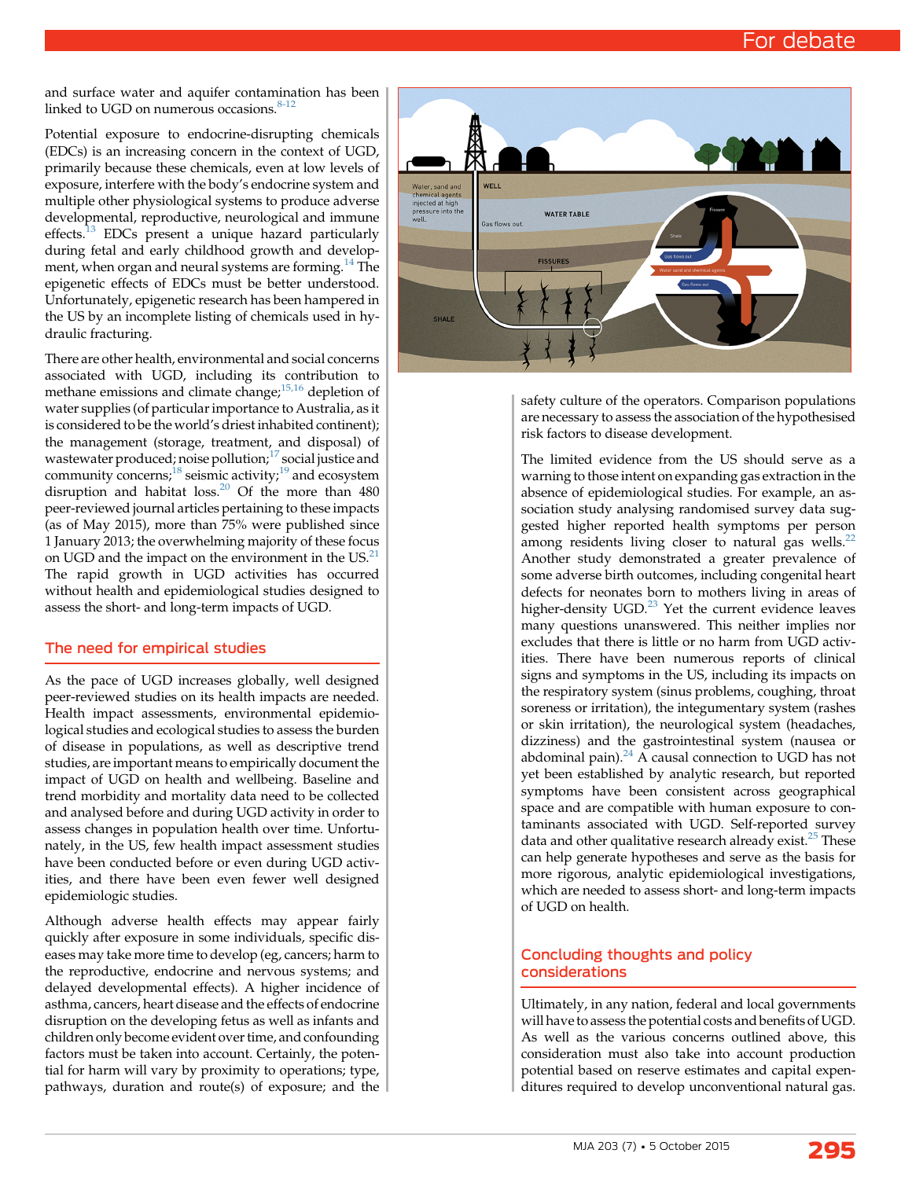and surface water and aquifer contamination has been linked to UGD on numerous occasions.[8-12]

Potential exposure to endocrine-disrupting chemicals (EDCs) is an increasing concern in the context of UGD, primarily because these chemicals, even at low levels of exposure, interfere with the body's endocrine system and multiple other physiological systems to produce adverse developmental, reproductive, neurological and immune effects.[13] EDCs present a unique hazard particularly during fetal and early childhood growth and development, when organ and neural systems are forming.[14] The epigenetic effects of EDCs must be better understood. Unfortunately, epigenetic research has been hampered in the US by an incomplete listing of chemicals used in hydraulic fracturing.

There are other health, environmental and social concerns associated with UGD, including its contribution to methane emissions and climate change;[15,16] depletion of water supplies (of particular importance to Australia, as it is considered to be the world's driest inhabited continent); the management (storage, treatment, and disposal) of wastewater produced; noise pollution;[17] social justice and community concerns;[18] seismic activity;[19] and ecosystem disruption and habitat loss.[20] Of the more than 480 peer-reviewed journal articles pertaining to these impacts (as of May 2015), more than 75% were published since 1 January 2013; the overwhelming majority of these focus on UGD and the impact on the environment in the US.[21] The rapid growth in UGD activities has occurred without health and epidemiological studies designed to assess the short- and long-term impacts of UGD.

## The need for empirical studies

As the pace of UGD increases globally, well designed peer-reviewed studies on its health impacts are needed. Health impact assessments, environmental epidemiological studies and ecological studies to assess the burden of disease in populations, as well as descriptive trend studies, are important means to empirically document the impact of UGD on health and wellbeing. Baseline and trend morbidity and mortality data need to be collected and analysed before and during UGD activity in order to assess changes in population health over time. Unfortunately, in the US, few health impact assessment studies have been conducted before or even during UGD activities, and there have been even fewer well designed epidemiologic studies.

Although adverse health effects may appear fairly quickly after exposure in some individuals, specific diseases may take more time to develop (eg, cancers; harm to the reproductive, endocrine and nervous systems; and delayed developmental effects). A higher incidence of asthma, cancers, heart disease and the effects of endocrine disruption on the developing fetus as well as infants and children only become evident over time, and confounding factors must be taken into account. Certainly, the potential for harm will vary by proximity to operations; type, pathways, duration and route(s) of exposure; and the safety culture of the operators. Comparison populations are necessary to assess the association of the hypothesised risk factors to disease development.

The limited evidence from the US should serve as a warning to those intent on expanding gas extraction in the absence of epidemiological studies. For example, an association study analysing randomised survey data suggested higher reported health symptoms per person among residents living closer to natural gas wells.[22] Another study demonstrated a greater prevalence of some adverse birth outcomes, including congenital heart defects for neonates born to mothers living in areas of higher-density UGD.[23] Yet the current evidence leaves many questions unanswered. This neither implies nor excludes that there is little or no harm from UGD activities. There have been numerous reports of clinical signs and symptoms in the US, including its impacts on the respiratory system (sinus problems, coughing, throat soreness or irritation), the integumentary system (rashes or skin irritation), the neurological system (headaches, dizziness) and the gastrointestinal system (nausea or abdominal pain).[24] A causal connection to UGD has not yet been established by analytic research, but reported symptoms have been consistent across geographical space and are compatible with human exposure to contaminants associated with UGD. Self-reported survey data and other qualitative research already exist.[25] These can help generate hypotheses and serve as the basis for more rigorous, analytic epidemiological investigations, which are needed to assess short- and long-term impacts of UGD on health.

## Concluding thoughts and policy considerations

Ultimately, in any nation, federal and local governments will have to assess the potential costs and benefits of UGD. As well as the various concerns outlined above, this consideration must also take into account production potential based on reserve estimates and capital expenditures required to develop unconventional natural gas.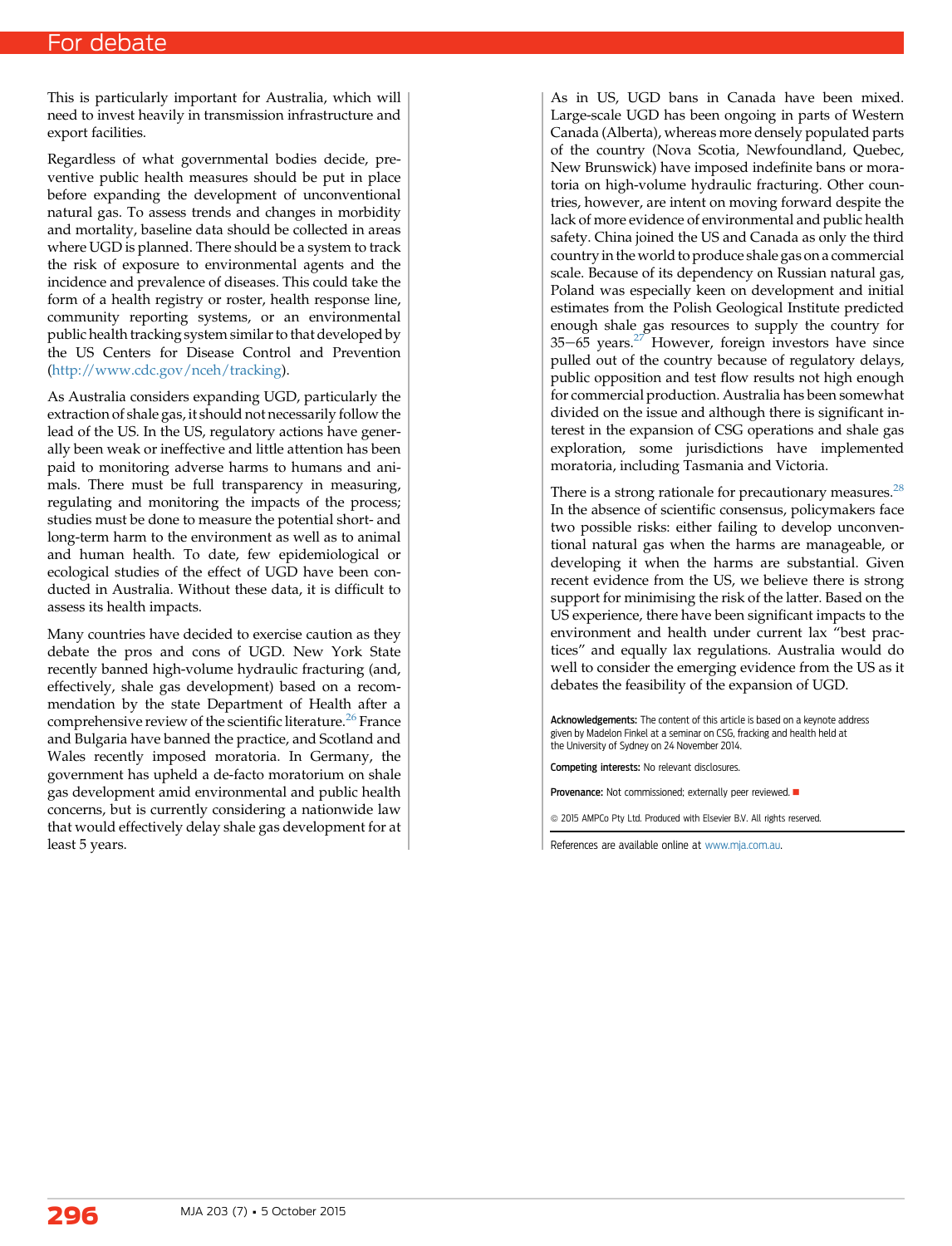This is particularly important for Australia, which will need to invest heavily in transmission infrastructure and export facilities.

Regardless of what governmental bodies decide, preventive public health measures should be put in place before expanding the development of unconventional natural gas. To assess trends and changes in morbidity and mortality, baseline data should be collected in areas where UGD is planned. There should be a system to track the risk of exposure to environmental agents and the incidence and prevalence of diseases. This could take the form of a health registry or roster, health response line, community reporting systems, or an environmental public health tracking system similar to that developed by the US Centers for Disease Control and Prevention (http://www.cdc.gov/nceh/tracking).

As Australia considers expanding UGD, particularly the extraction of shale gas, it should not necessarily follow the lead of the US. In the US, regulatory actions have generally been weak or ineffective and little attention has been paid to monitoring adverse harms to humans and animals. There must be full transparency in measuring, regulating and monitoring the impacts of the process; studies must be done to measure the potential short- and long-term harm to the environment as well as to animal and human health. To date, few epidemiological or ecological studies of the effect of UGD have been conducted in Australia. Without these data, it is difficult to assess its health impacts.

Many countries have decided to exercise caution as they debate the pros and cons of UGD. New York State recently banned high-volume hydraulic fracturing (and, effectively, shale gas development) based on a recommendation by the state Department of Health after a comprehensive review of the scientific literature.[26] France and Bulgaria have banned the practice, and Scotland and Wales recently imposed moratoria. In Germany, the government has upheld a de-facto moratorium on shale gas development amid environmental and public health concerns, but is currently considering a nationwide law that would effectively delay shale gas development for at least 5 years.

As in US, UGD bans in Canada have been mixed. Large-scale UGD has been ongoing in parts of Western Canada (Alberta), whereas more densely populated parts of the country (Nova Scotia, Newfoundland, Quebec, New Brunswick) have imposed indefinite bans or moratoria on high-volume hydraulic fracturing. Other countries, however, are intent on moving forward despite the lack of more evidence of environmental and public health safety. China joined the US and Canada as only the third country in the world to produce shale gas on a commercial scale. Because of its dependency on Russian natural gas, Poland was especially keen on development and initial estimates from the Polish Geological Institute predicted enough shale gas resources to supply the country for 35–65 years.[27] However, foreign investors have since pulled out of the country because of regulatory delays, public opposition and test flow results not high enough for commercial production. Australia has been somewhat divided on the issue and although there is significant interest in the expansion of CSG operations and shale gas exploration, some jurisdictions have implemented moratoria, including Tasmania and Victoria.

There is a strong rationale for precautionary measures.[28] In the absence of scientific consensus, policymakers face two possible risks: either failing to develop unconventional natural gas when the harms are manageable, or developing it when the harms are substantial. Given recent evidence from the US, we believe there is strong support for minimising the risk of the latter. Based on the US experience, there have been significant impacts to the environment and health under current lax "best practices" and equally lax regulations. Australia would do well to consider the emerging evidence from the US as it debates the feasibility of the expansion of UGD.

**Acknowledgements:** The content of this article is based on a keynote address given by Madelon Finkel at a seminar on CSG, fracking and health held at the University of Sydney on 24 November 2014.

**Competing interests:** No relevant disclosures.

**Provenance:** Not commissioned; externally peer reviewed. ■

© 2015 AMPCo Pty Ltd. Produced with Elsevier B.V. All rights reserved.

References are available online at www.mja.com.au.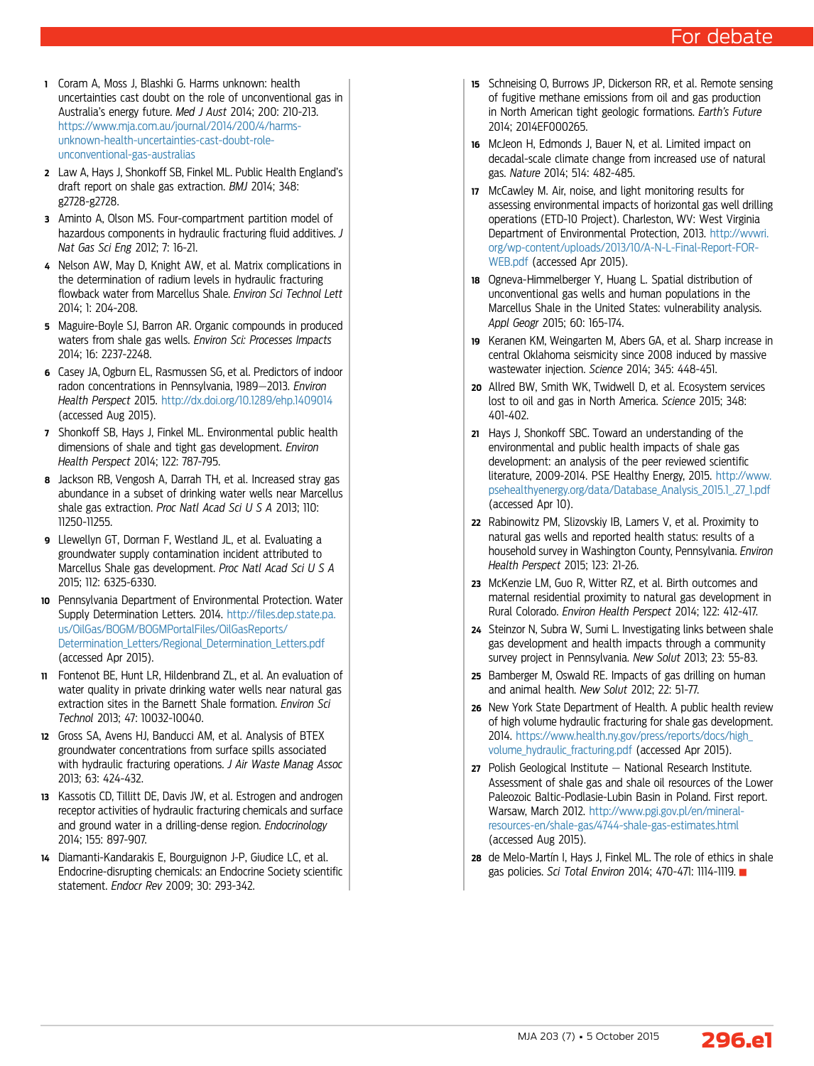1. Coram A, Moss J, Blashki G. Harms unknown: health uncertainties cast doubt on the role of unconventional gas in Australia's energy future. *Med J Aust* 2014; 200: 210-213. https://www.mja.com.au/journal/2014/200/4/harms-unknown-health-uncertainties-cast-doubt-role-unconventional-gas-australias
2. Law A, Hays J, Shonkoff SB, Finkel ML. Public Health England's draft report on shale gas extraction. *BMJ* 2014; 348: g2728-g2728.
3. Aminto A, Olson MS. Four-compartment partition model of hazardous components in hydraulic fracturing fluid additives. *J Nat Gas Sci Eng* 2012; 7: 16-21.
4. Nelson AW, May D, Knight AW, et al. Matrix complications in the determination of radium levels in hydraulic fracturing flowback water from Marcellus Shale. *Environ Sci Technol Lett* 2014; 1: 204-208.
5. Maguire-Boyle SJ, Barron AR. Organic compounds in produced waters from shale gas wells. *Environ Sci: Processes Impacts* 2014; 16: 2237-2248.
6. Casey JA, Ogburn EL, Rasmussen SG, et al. Predictors of indoor radon concentrations in Pennsylvania, 1989–2013. *Environ Health Perspect* 2015. http://dx.doi.org/10.1289/ehp.1409014 (accessed Aug 2015).
7. Shonkoff SB, Hays J, Finkel ML. Environmental public health dimensions of shale and tight gas development. *Environ Health Perspect* 2014; 122: 787-795.
8. Jackson RB, Vengosh A, Darrah TH, et al. Increased stray gas abundance in a subset of drinking water wells near Marcellus shale gas extraction. *Proc Natl Acad Sci U S A* 2013; 110: 11250-11255.
9. Llewellyn GT, Dorman F, Westland JL, et al. Evaluating a groundwater supply contamination incident attributed to Marcellus Shale gas development. *Proc Natl Acad Sci U S A* 2015; 112: 6325-6330.
10. Pennsylvania Department of Environmental Protection. Water Supply Determination Letters. 2014. http://files.dep.state.pa.us/OilGas/BOGM/BOGMPortalFiles/OilGasReports/Determination_Letters/Regional_Determination_Letters.pdf (accessed Apr 2015).
11. Fontenot BE, Hunt LR, Hildenbrand ZL, et al. An evaluation of water quality in private drinking water wells near natural gas extraction sites in the Barnett Shale formation. *Environ Sci Technol* 2013; 47: 10032-10040.
12. Gross SA, Avens HJ, Banducci AM, et al. Analysis of BTEX groundwater concentrations from surface spills associated with hydraulic fracturing operations. *J Air Waste Manag Assoc* 2013; 63: 424-432.
13. Kassotis CD, Tillitt DE, Davis JW, et al. Estrogen and androgen receptor activities of hydraulic fracturing chemicals and surface and ground water in a drilling-dense region. *Endocrinology* 2014; 155: 897-907.
14. Diamanti-Kandarakis E, Bourguignon J-P, Giudice LC, et al. Endocrine-disrupting chemicals: an Endocrine Society scientific statement. *Endocr Rev* 2009; 30: 293-342.
15. Schneising O, Burrows JP, Dickerson RR, et al. Remote sensing of fugitive methane emissions from oil and gas production in North American tight geologic formations. *Earth's Future* 2014; 2014EF000265.
16. McJeon H, Edmonds J, Bauer N, et al. Limited impact on decadal-scale climate change from increased use of natural gas. *Nature* 2014; 514: 482-485.
17. McCawley M. Air, noise, and light monitoring results for assessing environmental impacts of horizontal gas well drilling operations (ETD-10 Project). Charleston, WV: West Virginia Department of Environmental Protection, 2013. http://wvwri.org/wp-content/uploads/2013/10/A-N-L-Final-Report-FOR-WEB.pdf (accessed Apr 2015).
18. Ogneva-Himmelberger Y, Huang L. Spatial distribution of unconventional gas wells and human populations in the Marcellus Shale in the United States: vulnerability analysis. *Appl Geogr* 2015; 60: 165-174.
19. Keranen KM, Weingarten M, Abers GA, et al. Sharp increase in central Oklahoma seismicity since 2008 induced by massive wastewater injection. *Science* 2014; 345: 448-451.
20. Allred BW, Smith WK, Twidwell D, et al. Ecosystem services lost to oil and gas in North America. *Science* 2015; 348: 401-402.
21. Hays J, Shonkoff SBC. Toward an understanding of the environmental and public health impacts of shale gas development: an analysis of the peer reviewed scientific literature, 2009-2014. PSE Healthy Energy, 2015. http://www.psehealthyenergy.org/data/Database_Analysis_2015.1_.27_1.pdf (accessed Apr 10).
22. Rabinowitz PM, Slizovskiy IB, Lamers V, et al. Proximity to natural gas wells and reported health status: results of a household survey in Washington County, Pennsylvania. *Environ Health Perspect* 2015; 123: 21-26.
23. McKenzie LM, Guo R, Witter RZ, et al. Birth outcomes and maternal residential proximity to natural gas development in Rural Colorado. *Environ Health Perspect* 2014; 122: 412-417.
24. Steinzor N, Subra W, Sumi L. Investigating links between shale gas development and health impacts through a community survey project in Pennsylvania. *New Solut* 2013; 23: 55-83.
25. Bamberger M, Oswald RE. Impacts of gas drilling on human and animal health. *New Solut* 2012; 22: 51-77.
26. New York State Department of Health. A public health review of high volume hydraulic fracturing for shale gas development. 2014. https://www.health.ny.gov/press/reports/docs/high_volume_hydraulic_fracturing.pdf (accessed Apr 2015).
27. Polish Geological Institute — National Research Institute. Assessment of shale gas and shale oil resources of the Lower Paleozoic Baltic-Podlasie-Lubin Basin in Poland. First report. Warsaw, March 2012. http://www.pgi.gov.pl/en/mineral-resources-en/shale-gas/4744-shale-gas-estimates.html (accessed Aug 2015).
28. de Melo-Martín I, Hays J, Finkel ML. The role of ethics in shale gas policies. *Sci Total Environ* 2014; 470-471: 1114-1119. ■